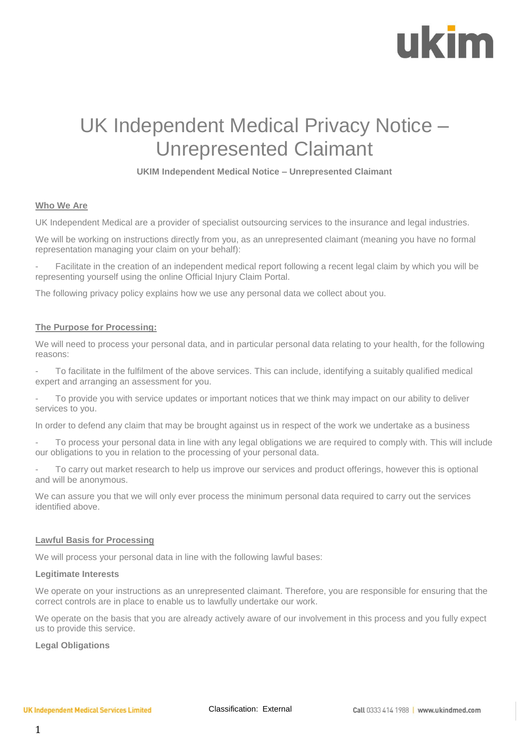# UK Independent Medical Privacy Notice – Unrepresented Claimant

**UKIM Independent Medical Notice – Unrepresented Claimant**

## Who We Are

UK Independent Medical are a provider of specialist outsourcing services to the insurance and legal industries.

We will be working on instructions directly from you, as an unrepresented claimant (meaning you have no formal representation managing your claim on your behalf):

- Facilitate in the creation of an independent medical report following a recent legal claim by which you will be representing yourself using the online Official Injury Claim Portal.

The following privacy policy explains how we use any personal data we collect about you.

## The Purpose for Processing:

We will need to process your personal data, and in particular personal data relating to your health, for the following reasons:

- To facilitate in the fulfilment of the above services. This can include, identifying a suitably qualified medical expert and arranging an assessment for you.
- To provide you with service updates or important notices that we think may impact on our ability to deliver services to you.

In order to defend any claim that may be brought against us in respect of the work we undertake as a business

- To process your personal data in line with any legal obligations we are required to comply with. This will include our obligations to you in relation to the processing of your personal data.
- To carry out market research to help us improve our services and product offerings, however this is optional and will be anonymous.

We can assure you that we will only ever process the minimum personal data required to carry out the services identified above.

## Lawful Basis for Processing

We will process your personal data in line with the following lawful bases:

### Legitimate Interests

We operate on your instructions as an unrepresented claimant. Therefore, you are responsible for ensuring that the correct controls are in place to enable us to lawfully undertake our work.

We operate on the basis that you are already actively aware of our involvement in this process and you fully expect us to provide this service.

### Legal Obligations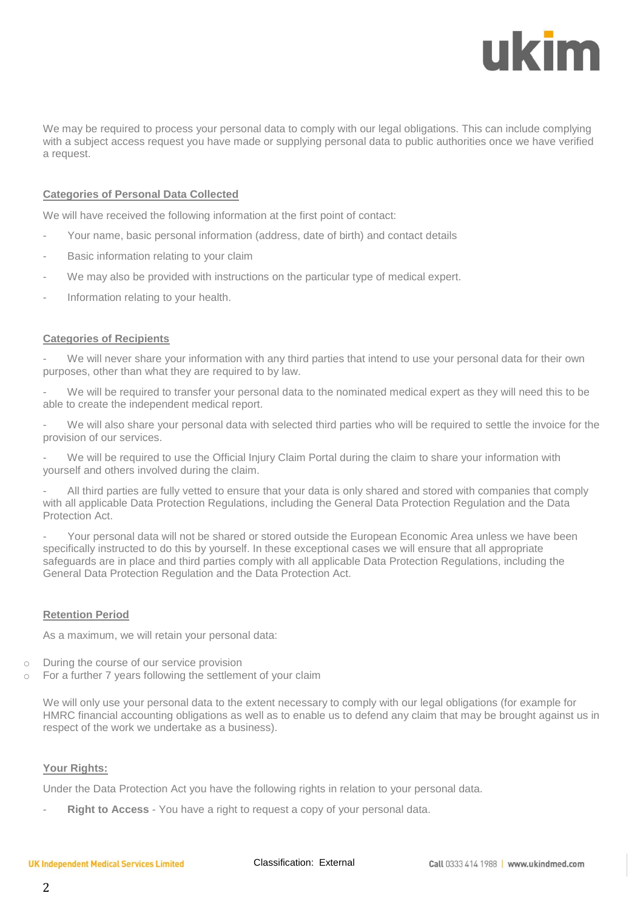We may be required to process your personal data to comply with our legal obligations. This can include complying with a subject access request you have made or supplying personal data to public authorities once we have verified a request.

**Categories of Personal Data Collected**

We will have received the following information at the first point of contact:

- Your name, basic personal information (address, date of birth) and contact details
- Basic information relating to your claim
- We may also be provided with instructions on the particular type of medical expert.
- Information relating to your health.

**Categories of Recipients**

- We will never share your information with any third parties that intend to use your personal data for their own purposes, other than what they are required to by law.
- We will be required to transfer your personal data to the nominated medical expert as they will need this to be able to create the independent medical report.
- We will also share your personal data with selected third parties who will be required to settle the invoice for the provision of our services.
- We will be required to use the Official Injury Claim Portal during the claim to share your information with yourself and others involved during the claim.
- All third parties are fully vetted to ensure that your data is only shared and stored with companies that comply with all applicable Data Protection Regulations, including the General Data Protection Regulation and the Data Protection Act.
- Your personal data will not be shared or stored outside the European Economic Area unless we have been specifically instructed to do this by yourself. In these exceptional cases we will ensure that all appropriate safeguards are in place and third parties comply with all applicable Data Protection Regulations, including the General Data Protection Regulation and the Data Protection Act.

**Retention Period**

As a maximum, we will retain your personal data:

- During the course of our service provision
- For a further 7 years following the settlement of your claim

We will only use your personal data to the extent necessary to comply with our legal obligations (for example for HMRC financial accounting obligations as well as to enable us to defend any claim that may be brought against us in respect of the work we undertake as a business).

**Your Rights:**

Under the Data Protection Act you have the following rights in relation to your personal data.

- **Right to Access** - You have a right to request a copy of your personal data.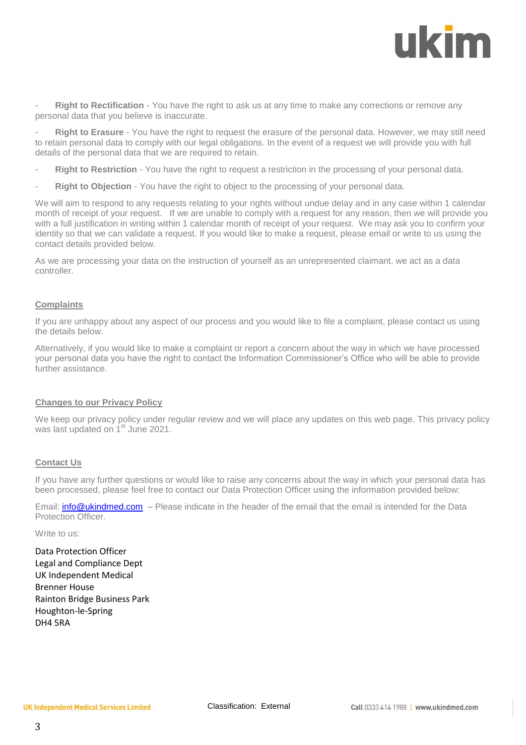- **Right to Rectification** - You have the right to ask us at any time to make any corrections or remove any personal data that you believe is inaccurate.
- **Right to Erasure** - You have the right to request the erasure of the personal data. However, we may still need to retain personal data to comply with our legal obligations. In the event of a request we will provide you with full details of the personal data that we are required to retain.
- **Right to Restriction** - You have the right to request a restriction in the processing of your personal data.
- **Right to Objection** - You have the right to object to the processing of your personal data.

We will aim to respond to any requests relating to your rights without undue delay and in any case within 1 calendar month of receipt of your request. If we are unable to comply with a request for any reason, then we will provide you with a full justification in writing within 1 calendar month of receipt of your request. We may ask you to confirm your identity so that we can validate a request. If you would like to make a request, please email or write to us using the contact details provided below.

As we are processing your data on the instruction of yourself as an unrepresented claimant, we act as a data controller.

## Complaints

If you are unhappy about any aspect of our process and you would like to file a complaint, please contact us using the details below.

Alternatively, if you would like to make a complaint or report a concern about the way in which we have processed your personal data you have the right to contact the Information Commissioner's Office who will be able to provide further assistance.

## Changes to our Privacy Policy

We keep our privacy policy under regular review and we will place any updates on this web page. This privacy policy was last updated on 1st June 2021.

## Contact Us

If you have any further questions or would like to raise any concerns about the way in which your personal data has been processed, please feel free to contact our Data Protection Officer using the information provided below:

Email: info@ukindmed.com – Please indicate in the header of the email that the email is intended for the Data Protection Officer.

Write to us:

Data Protection Officer
Legal and Compliance Dept
UK Independent Medical
Brenner House
Rainton Bridge Business Park
Houghton-le-Spring
DH4 5RA